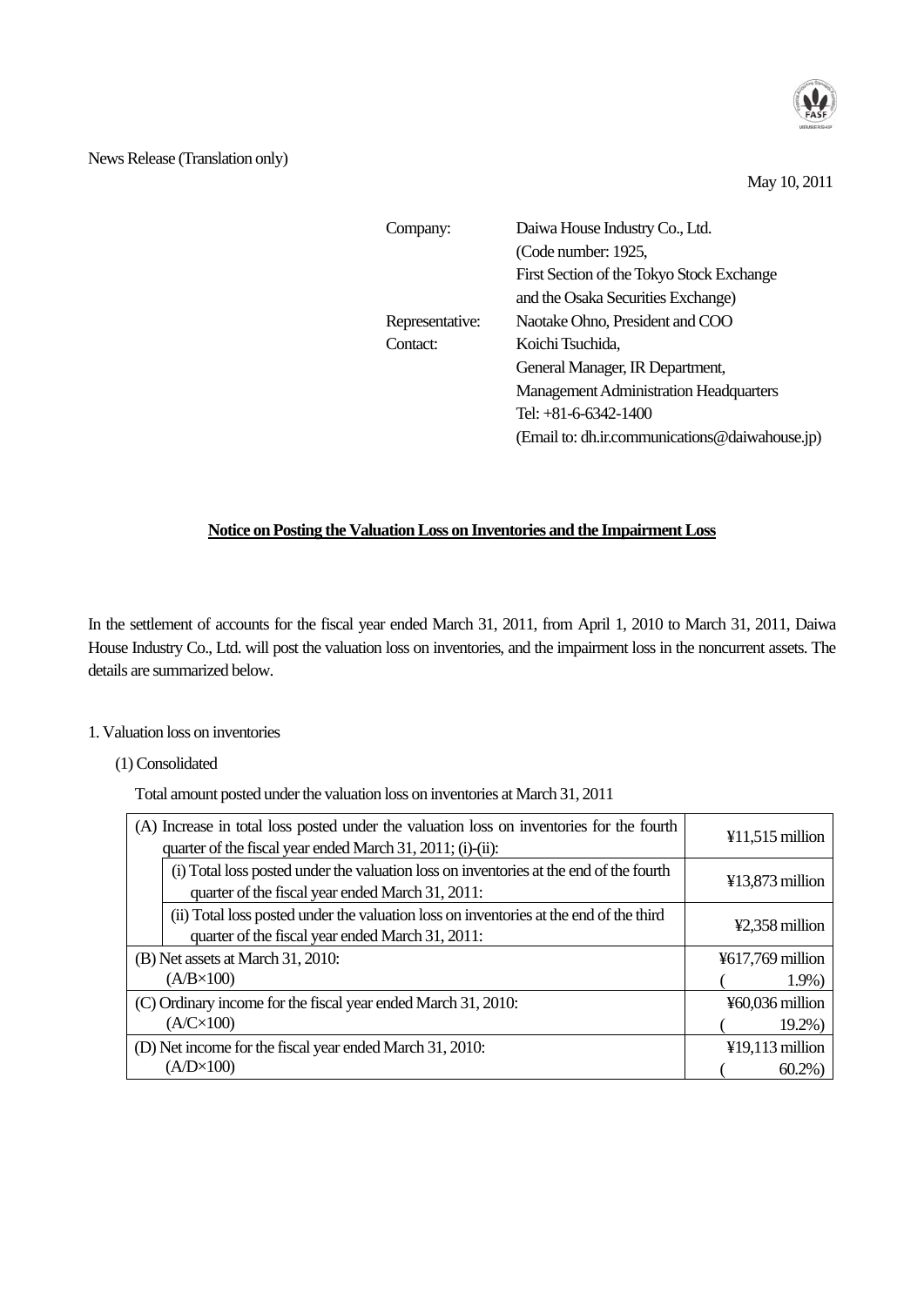News Release (Translation only)

May 10, 2011

| | |
|---|---|
| Company: | Daiwa House Industry Co., Ltd. |
| | (Code number: 1925, |
| | First Section of the Tokyo Stock Exchange |
| | and the Osaka Securities Exchange) |
| Representative: | Naotake Ohno, President and COO |
| Contact: | Koichi Tsuchida, |
| | General Manager, IR Department, |
| | Management Administration Headquarters |
| | Tel: +81-6-6342-1400 |
| | (Email to: dh.ir.communications@daiwahouse.jp) |

**Notice on Posting the Valuation Loss on Inventories and the Impairment Loss**

In the settlement of accounts for the fiscal year ended March 31, 2011, from April 1, 2010 to March 31, 2011, Daiwa House Industry Co., Ltd. will post the valuation loss on inventories, and the impairment loss in the noncurrent assets. The details are summarized below.

1. Valuation loss on inventories

(1) Consolidated

Total amount posted under the valuation loss on inventories at March 31, 2011

| Item | Amount |
|---|---|
| (A) Increase in total loss posted under the valuation loss on inventories for the fourth quarter of the fiscal year ended March 31, 2011; (i)-(ii): | ¥11,515 million |
| (i) Total loss posted under the valuation loss on inventories at the end of the fourth quarter of the fiscal year ended March 31, 2011: | ¥13,873 million |
| (ii) Total loss posted under the valuation loss on inventories at the end of the third quarter of the fiscal year ended March 31, 2011: | ¥2,358 million |
| (B) Net assets at March 31, 2010: (A/B×100) | ¥617,769 million ( 1.9%) |
| (C) Ordinary income for the fiscal year ended March 31, 2010: (A/C×100) | ¥60,036 million ( 19.2%) |
| (D) Net income for the fiscal year ended March 31, 2010: (A/D×100) | ¥19,113 million ( 60.2%) |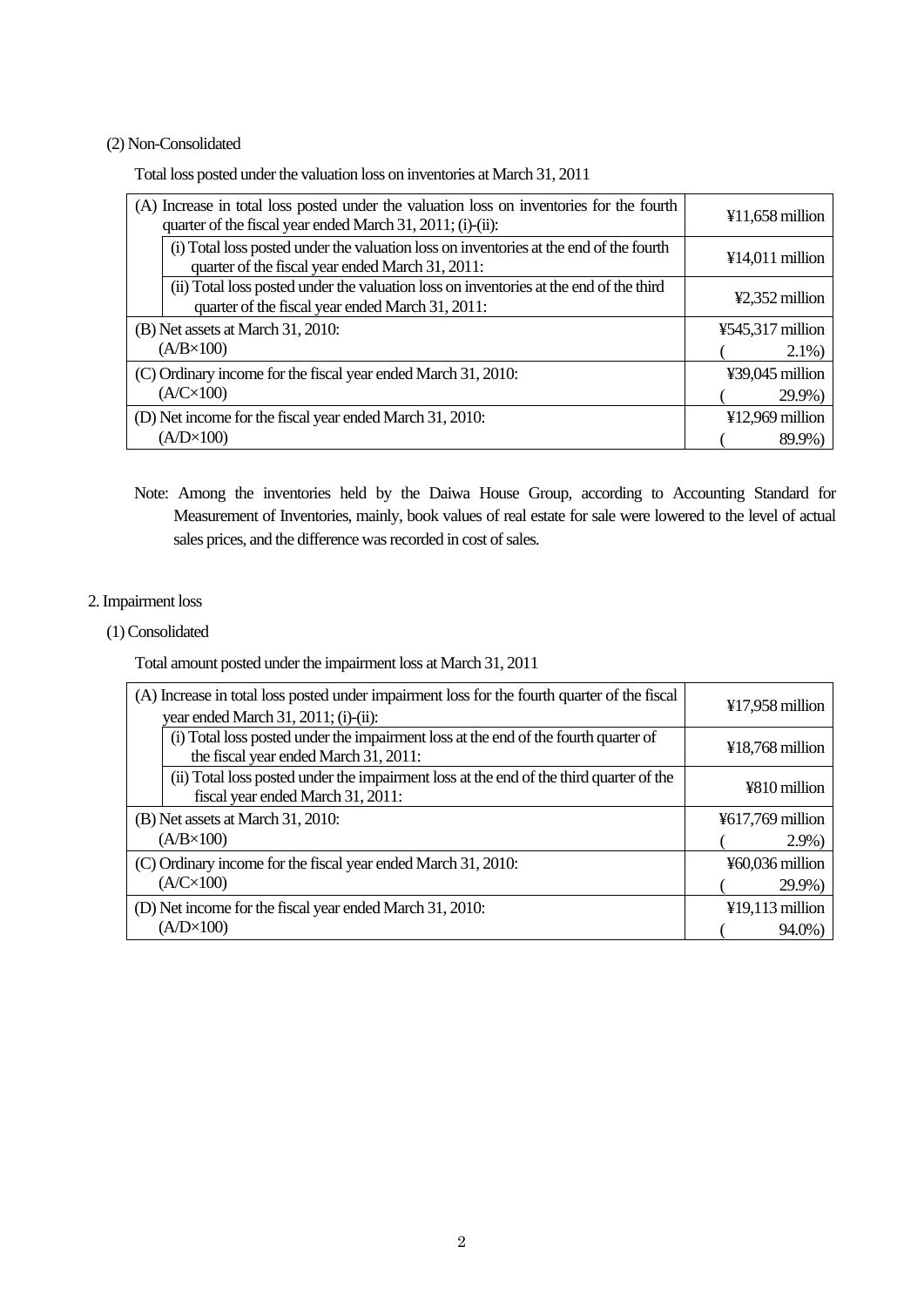(2) Non-Consolidated

Total loss posted under the valuation loss on inventories at March 31, 2011

| Item | Amount |
|---|---|
| (A) Increase in total loss posted under the valuation loss on inventories for the fourth quarter of the fiscal year ended March 31, 2011; (i)-(ii): | ¥11,658 million |
| (i) Total loss posted under the valuation loss on inventories at the end of the fourth quarter of the fiscal year ended March 31, 2011: | ¥14,011 million |
| (ii) Total loss posted under the valuation loss on inventories at the end of the third quarter of the fiscal year ended March 31, 2011: | ¥2,352 million |
| (B) Net assets at March 31, 2010: | ¥545,317 million |
| (A/B×100) | ( 2.1%) |
| (C) Ordinary income for the fiscal year ended March 31, 2010: | ¥39,045 million |
| (A/C×100) | ( 29.9%) |
| (D) Net income for the fiscal year ended March 31, 2010: | ¥12,969 million |
| (A/D×100) | ( 89.9%) |

Note: Among the inventories held by the Daiwa House Group, according to Accounting Standard for Measurement of Inventories, mainly, book values of real estate for sale were lowered to the level of actual sales prices, and the difference was recorded in cost of sales.

2. Impairment loss

(1) Consolidated

Total amount posted under the impairment loss at March 31, 2011

| Item | Amount |
|---|---|
| (A) Increase in total loss posted under impairment loss for the fourth quarter of the fiscal year ended March 31, 2011; (i)-(ii): | ¥17,958 million |
| (i) Total loss posted under the impairment loss at the end of the fourth quarter of the fiscal year ended March 31, 2011: | ¥18,768 million |
| (ii) Total loss posted under the impairment loss at the end of the third quarter of the fiscal year ended March 31, 2011: | ¥810 million |
| (B) Net assets at March 31, 2010: | ¥617,769 million |
| (A/B×100) | ( 2.9%) |
| (C) Ordinary income for the fiscal year ended March 31, 2010: | ¥60,036 million |
| (A/C×100) | ( 29.9%) |
| (D) Net income for the fiscal year ended March 31, 2010: | ¥19,113 million |
| (A/D×100) | ( 94.0%) |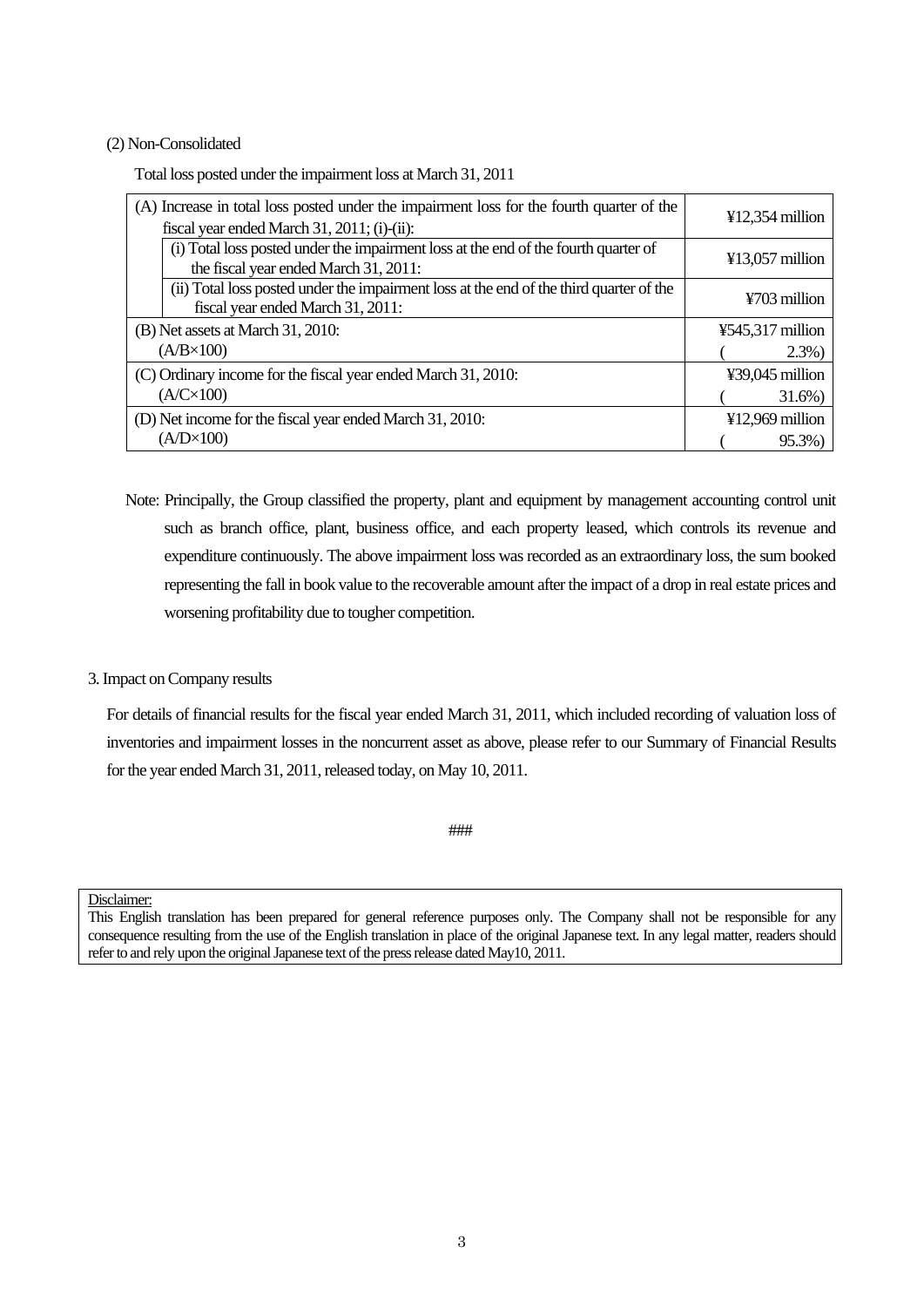(2) Non-Consolidated

Total loss posted under the impairment loss at March 31, 2011

| | |
|---|---|
| (A) Increase in total loss posted under the impairment loss for the fourth quarter of the fiscal year ended March 31, 2011; (i)-(ii): | ¥12,354 million |
| (i) Total loss posted under the impairment loss at the end of the fourth quarter of the fiscal year ended March 31, 2011: | ¥13,057 million |
| (ii) Total loss posted under the impairment loss at the end of the third quarter of the fiscal year ended March 31, 2011: | ¥703 million |
| (B) Net assets at March 31, 2010: (A/B×100) | ¥545,317 million ( 2.3%) |
| (C) Ordinary income for the fiscal year ended March 31, 2010: (A/C×100) | ¥39,045 million ( 31.6%) |
| (D) Net income for the fiscal year ended March 31, 2010: (A/D×100) | ¥12,969 million ( 95.3%) |

Note: Principally, the Group classified the property, plant and equipment by management accounting control unit such as branch office, plant, business office, and each property leased, which controls its revenue and expenditure continuously. The above impairment loss was recorded as an extraordinary loss, the sum booked representing the fall in book value to the recoverable amount after the impact of a drop in real estate prices and worsening profitability due to tougher competition.

3. Impact on Company results

For details of financial results for the fiscal year ended March 31, 2011, which included recording of valuation loss of inventories and impairment losses in the noncurrent asset as above, please refer to our Summary of Financial Results for the year ended March 31, 2011, released today, on May 10, 2011.

###

Disclaimer:
This English translation has been prepared for general reference purposes only. The Company shall not be responsible for any consequence resulting from the use of the English translation in place of the original Japanese text. In any legal matter, readers should refer to and rely upon the original Japanese text of the press release dated May10, 2011.